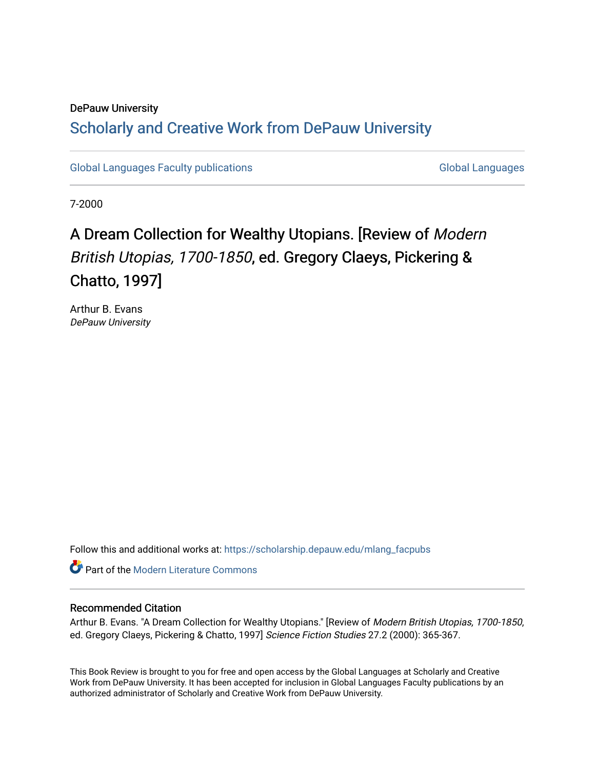DePauw University

# Scholarly and Creative Work from DePauw University

Global Languages Faculty publications

Global Languages

7-2000

## A Dream Collection for Wealthy Utopians. [Review of *Modern British Utopias, 1700-1850*, ed. Gregory Claeys, Pickering & Chatto, 1997]

Arthur B. Evans
*DePauw University*

Follow this and additional works at: https://scholarship.depauw.edu/mlang_facpubs

Part of the Modern Literature Commons

### Recommended Citation

Arthur B. Evans. "A Dream Collection for Wealthy Utopians." [Review of *Modern British Utopias, 1700-1850*, ed. Gregory Claeys, Pickering & Chatto, 1997] *Science Fiction Studies* 27.2 (2000): 365-367.

This Book Review is brought to you for free and open access by the Global Languages at Scholarly and Creative Work from DePauw University. It has been accepted for inclusion in Global Languages Faculty publications by an authorized administrator of Scholarly and Creative Work from DePauw University.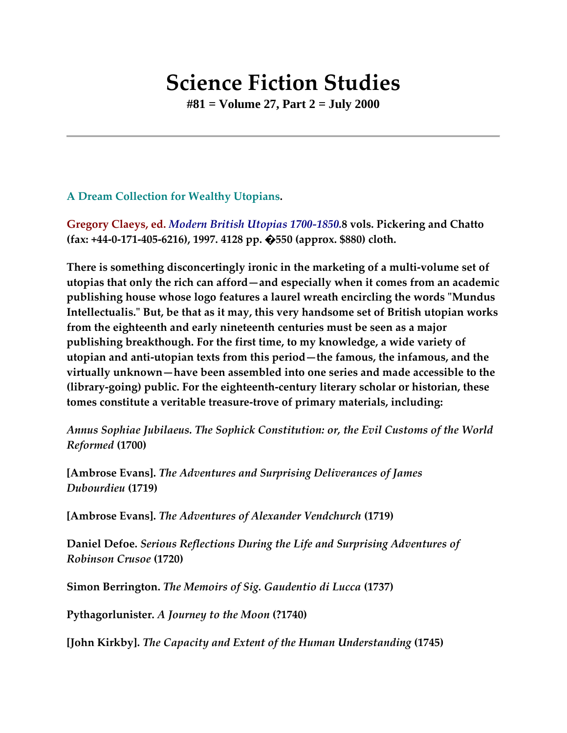# Science Fiction Studies

**#81 = Volume 27, Part 2 = July 2000**

---

**A Dream Collection for Wealthy Utopians.**

**Gregory Claeys, ed.** ***Modern British Utopias 1700-1850*.8 vols. Pickering and Chatto (fax: +44-0-171-405-6216), 1997. 4128 pp. �550 (approx. $880) cloth.**

**There is something disconcertingly ironic in the marketing of a multi-volume set of utopias that only the rich can afford—and especially when it comes from an academic publishing house whose logo features a laurel wreath encircling the words "Mundus Intellectualis." But, be that as it may, this very handsome set of British utopian works from the eighteenth and early nineteenth centuries must be seen as a major publishing breakthough. For the first time, to my knowledge, a wide variety of utopian and anti-utopian texts from this period—the famous, the infamous, and the virtually unknown—have been assembled into one series and made accessible to the (library-going) public. For the eighteenth-century literary scholar or historian, these tomes constitute a veritable treasure-trove of primary materials, including:**

*Annus Sophiae Jubilaeus. The Sophick Constitution: or, the Evil Customs of the World Reformed* **(1700)**

**[Ambrose Evans].** *The Adventures and Surprising Deliverances of James Dubourdieu* **(1719)**

**[Ambrose Evans].** *The Adventures of Alexander Vendchurch* **(1719)**

**Daniel Defoe.** *Serious Reflections During the Life and Surprising Adventures of Robinson Crusoe* **(1720)**

**Simon Berrington.** *The Memoirs of Sig. Gaudentio di Lucca* **(1737)**

**Pythagorlunister.** *A Journey to the Moon* **(?1740)**

**[John Kirkby].** *The Capacity and Extent of the Human Understanding* **(1745)**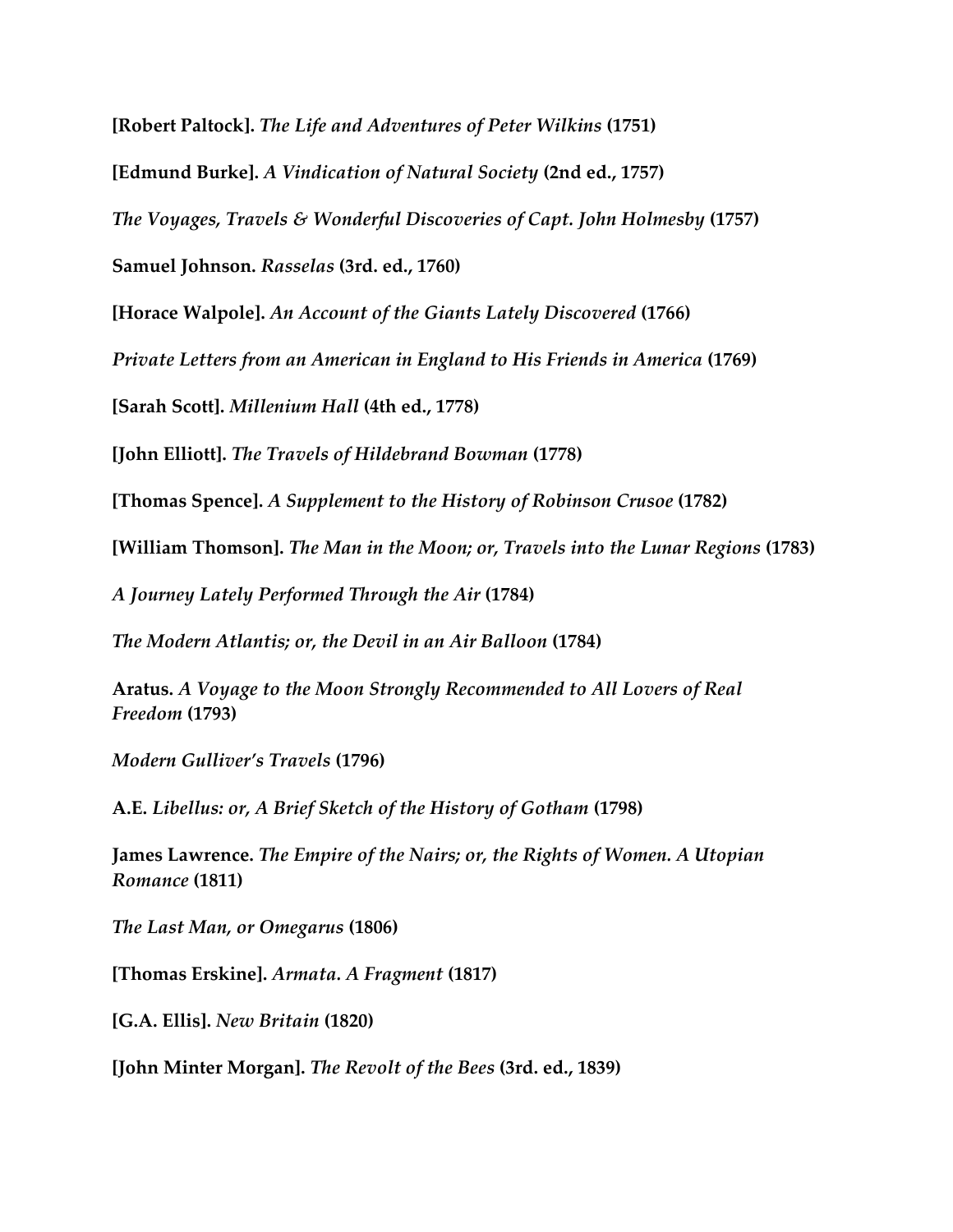**[Robert Paltock].** ***The Life and Adventures of Peter Wilkins*** **(1751)**

**[Edmund Burke].** ***A Vindication of Natural Society*** **(2nd ed., 1757)**

***The Voyages, Travels & Wonderful Discoveries of Capt. John Holmesby*** **(1757)**

**Samuel Johnson.** ***Rasselas*** **(3rd. ed., 1760)**

**[Horace Walpole].** ***An Account of the Giants Lately Discovered*** **(1766)**

***Private Letters from an American in England to His Friends in America*** **(1769)**

**[Sarah Scott].** ***Millenium Hall*** **(4th ed., 1778)**

**[John Elliott].** ***The Travels of Hildebrand Bowman*** **(1778)**

**[Thomas Spence].** ***A Supplement to the History of Robinson Crusoe*** **(1782)**

**[William Thomson].** ***The Man in the Moon; or, Travels into the Lunar Regions*** **(1783)**

***A Journey Lately Performed Through the Air*** **(1784)**

***The Modern Atlantis; or, the Devil in an Air Balloon*** **(1784)**

**Aratus.** ***A Voyage to the Moon Strongly Recommended to All Lovers of Real Freedom*** **(1793)**

***Modern Gulliver's Travels*** **(1796)**

**A.E.** ***Libellus: or, A Brief Sketch of the History of Gotham*** **(1798)**

**James Lawrence.** ***The Empire of the Nairs; or, the Rights of Women. A Utopian Romance*** **(1811)**

***The Last Man, or Omegarus*** **(1806)**

**[Thomas Erskine].** ***Armata. A Fragment*** **(1817)**

**[G.A. Ellis].** ***New Britain*** **(1820)**

**[John Minter Morgan].** ***The Revolt of the Bees*** **(3rd. ed., 1839)**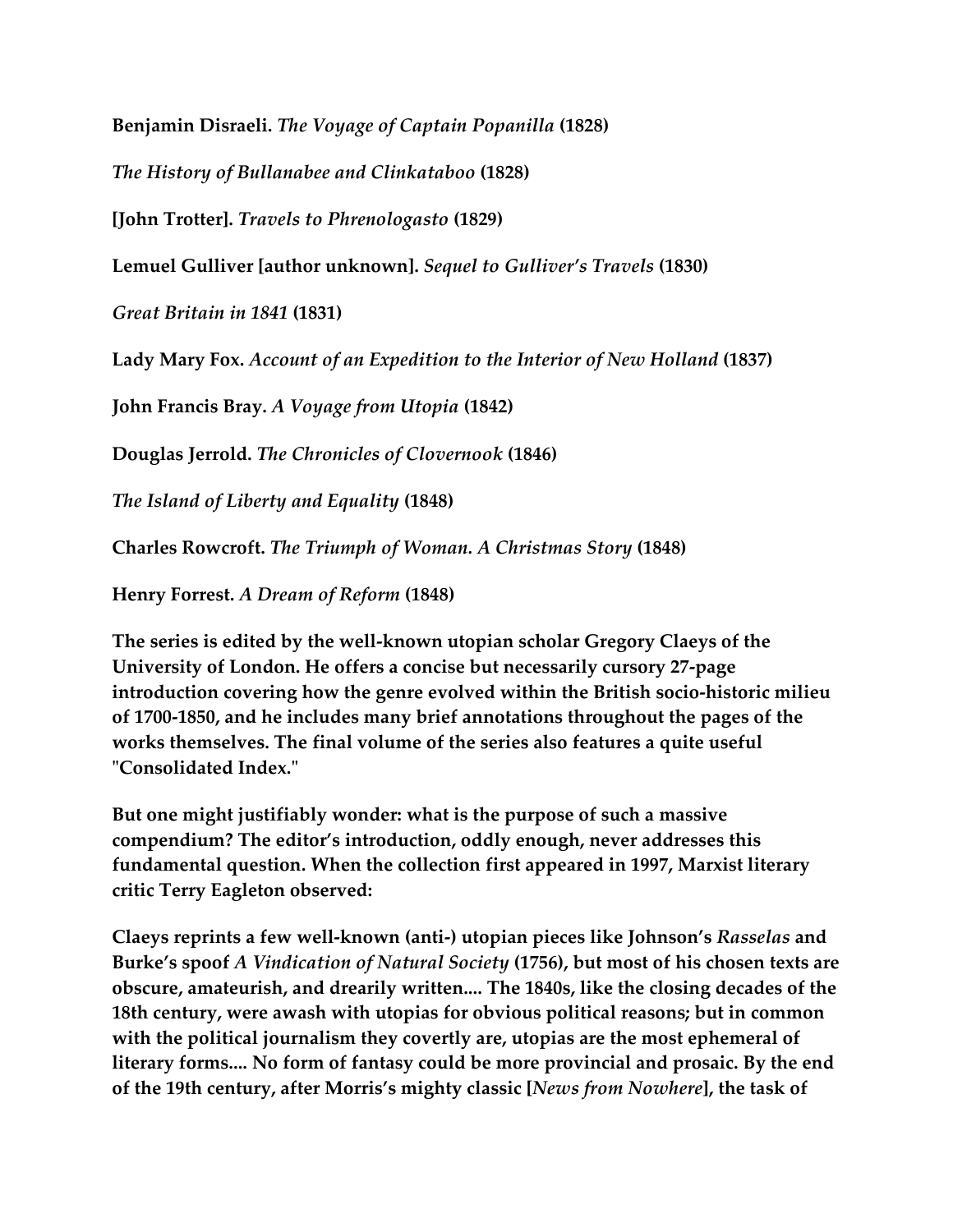**Benjamin Disraeli.** ***The Voyage of Captain Popanilla*** **(1828)**

***The History of Bullanabee and Clinkataboo*** **(1828)**

**[John Trotter].** ***Travels to Phrenologasto*** **(1829)**

**Lemuel Gulliver [author unknown].** ***Sequel to Gulliver's Travels*** **(1830)**

***Great Britain in 1841*** **(1831)**

**Lady Mary Fox.** ***Account of an Expedition to the Interior of New Holland*** **(1837)**

**John Francis Bray.** ***A Voyage from Utopia*** **(1842)**

**Douglas Jerrold.** ***The Chronicles of Clovernook*** **(1846)**

***The Island of Liberty and Equality*** **(1848)**

**Charles Rowcroft.** ***The Triumph of Woman. A Christmas Story*** **(1848)**

**Henry Forrest.** ***A Dream of Reform*** **(1848)**

**The series is edited by the well-known utopian scholar Gregory Claeys of the University of London. He offers a concise but necessarily cursory 27-page introduction covering how the genre evolved within the British socio-historic milieu of 1700-1850, and he includes many brief annotations throughout the pages of the works themselves. The final volume of the series also features a quite useful "Consolidated Index."**

**But one might justifiably wonder: what is the purpose of such a massive compendium? The editor's introduction, oddly enough, never addresses this fundamental question. When the collection first appeared in 1997, Marxist literary critic Terry Eagleton observed:**

**Claeys reprints a few well-known (anti-) utopian pieces like Johnson's** ***Rasselas*** **and Burke's spoof** ***A Vindication of Natural Society*** **(1756), but most of his chosen texts are obscure, amateurish, and drearily written.... The 1840s, like the closing decades of the 18th century, were awash with utopias for obvious political reasons; but in common with the political journalism they covertly are, utopias are the most ephemeral of literary forms.... No form of fantasy could be more provincial and prosaic. By the end of the 19th century, after Morris's mighty classic [*News from Nowhere*], the task of**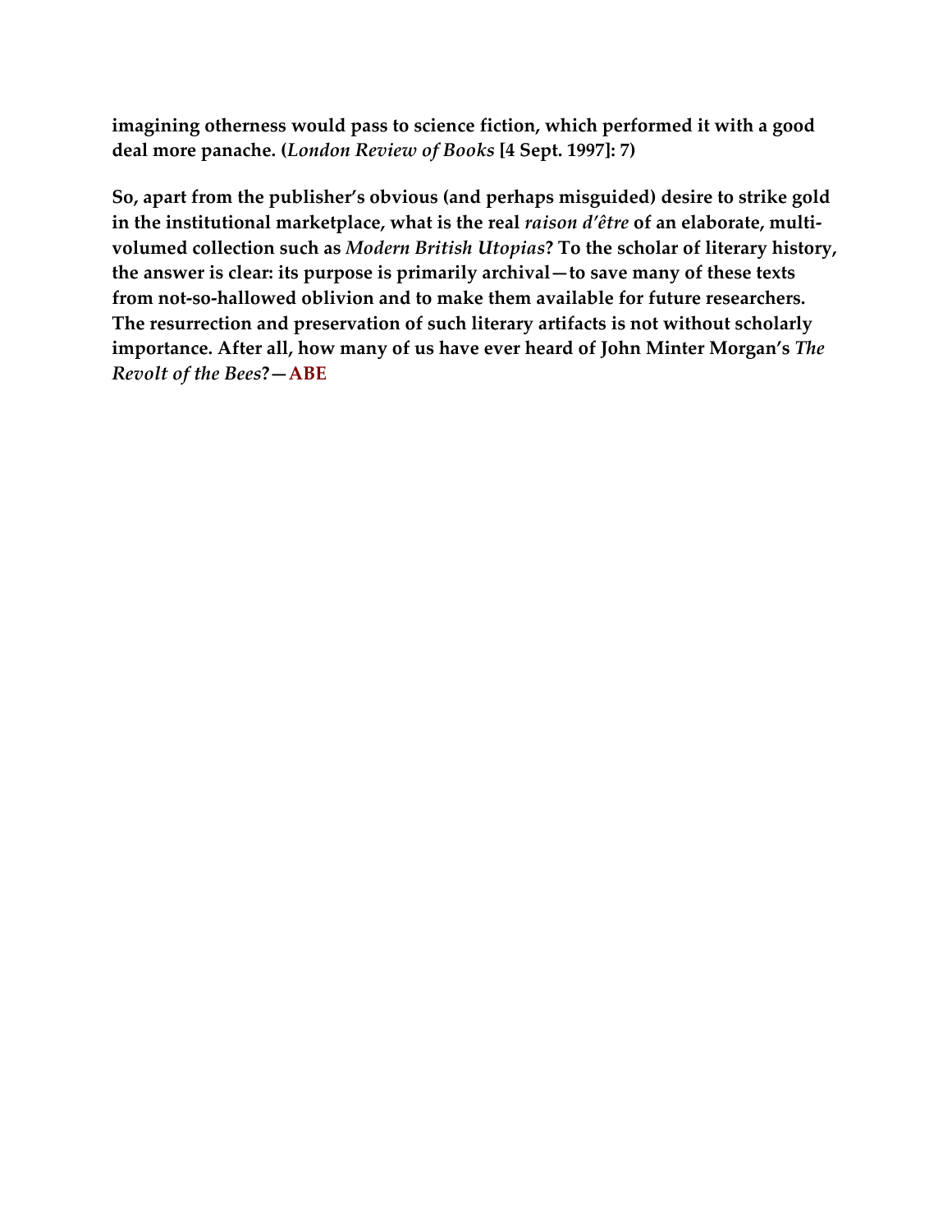**imagining otherness would pass to science fiction, which performed it with a good deal more panache. (*London Review of Books* [4 Sept. 1997]: 7)**

**So, apart from the publisher's obvious (and perhaps misguided) desire to strike gold in the institutional marketplace, what is the real *raison d'être* of an elaborate, multi-volumed collection such as *Modern British Utopias*? To the scholar of literary history, the answer is clear: its purpose is primarily archival—to save many of these texts from not-so-hallowed oblivion and to make them available for future researchers. The resurrection and preservation of such literary artifacts is not without scholarly importance. After all, how many of us have ever heard of John Minter Morgan's *The Revolt of the Bees*?—ABE**